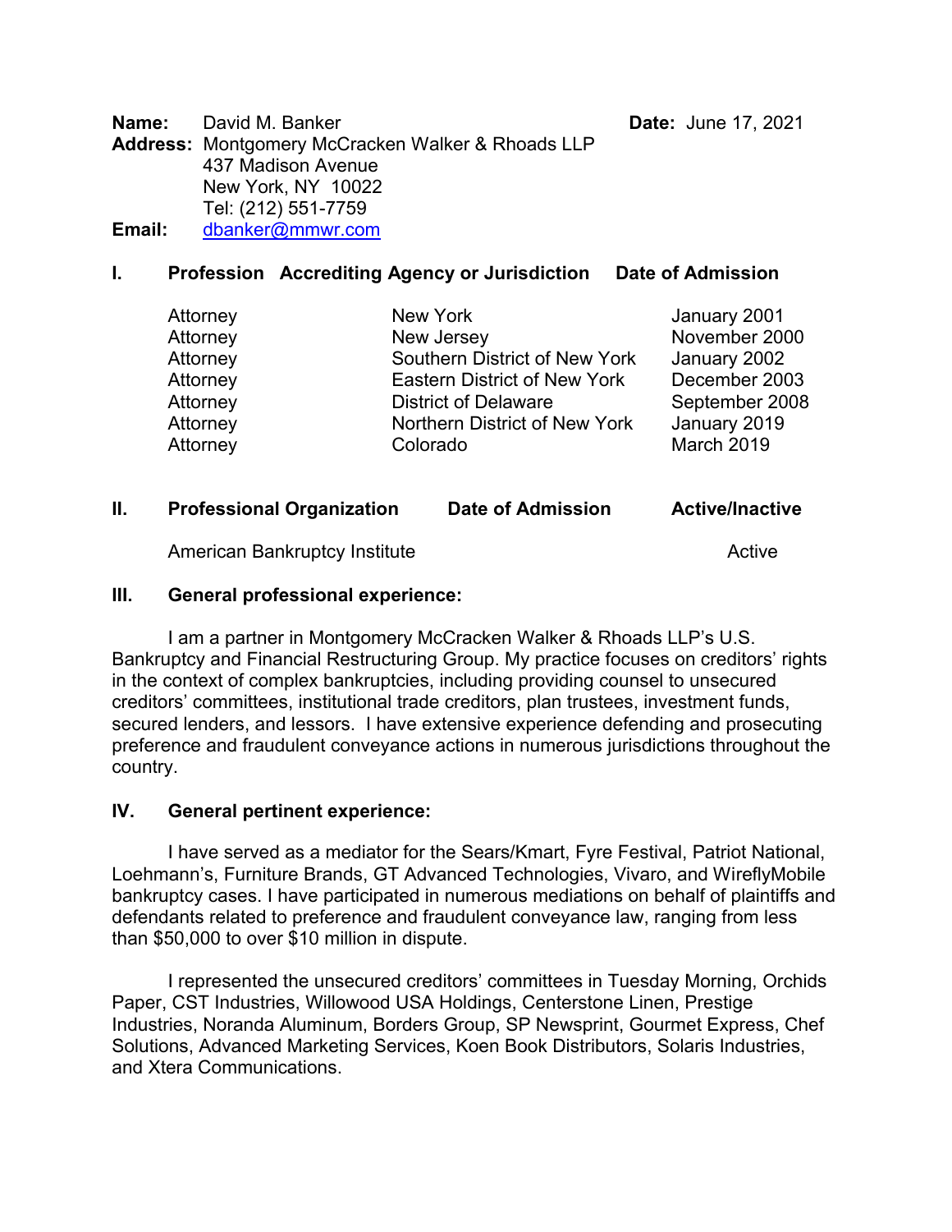**Name:** David M. Banker **Date:** June 17, 2021

**Address:** Montgomery McCracken Walker & Rhoads LLP
437 Madison Avenue
New York, NY 10022
Tel: (212) 551-7759

**Email:** dbanker@mmwr.com

## I.

| Profession | Accrediting Agency or Jurisdiction | Date of Admission |
|---|---|---|
| Attorney | New York | January 2001 |
| Attorney | New Jersey | November 2000 |
| Attorney | Southern District of New York | January 2002 |
| Attorney | Eastern District of New York | December 2003 |
| Attorney | District of Delaware | September 2008 |
| Attorney | Northern District of New York | January 2019 |
| Attorney | Colorado | March 2019 |

## II.

| Professional Organization | Date of Admission | Active/Inactive |
|---|---|---|
| American Bankruptcy Institute | | Active |

## III. General professional experience:

I am a partner in Montgomery McCracken Walker & Rhoads LLP's U.S. Bankruptcy and Financial Restructuring Group. My practice focuses on creditors' rights in the context of complex bankruptcies, including providing counsel to unsecured creditors' committees, institutional trade creditors, plan trustees, investment funds, secured lenders, and lessors. I have extensive experience defending and prosecuting preference and fraudulent conveyance actions in numerous jurisdictions throughout the country.

## IV. General pertinent experience:

I have served as a mediator for the Sears/Kmart, Fyre Festival, Patriot National, Loehmann's, Furniture Brands, GT Advanced Technologies, Vivaro, and WireflyMobile bankruptcy cases. I have participated in numerous mediations on behalf of plaintiffs and defendants related to preference and fraudulent conveyance law, ranging from less than $50,000 to over $10 million in dispute.

I represented the unsecured creditors' committees in Tuesday Morning, Orchids Paper, CST Industries, Willowood USA Holdings, Centerstone Linen, Prestige Industries, Noranda Aluminum, Borders Group, SP Newsprint, Gourmet Express, Chef Solutions, Advanced Marketing Services, Koen Book Distributors, Solaris Industries, and Xtera Communications.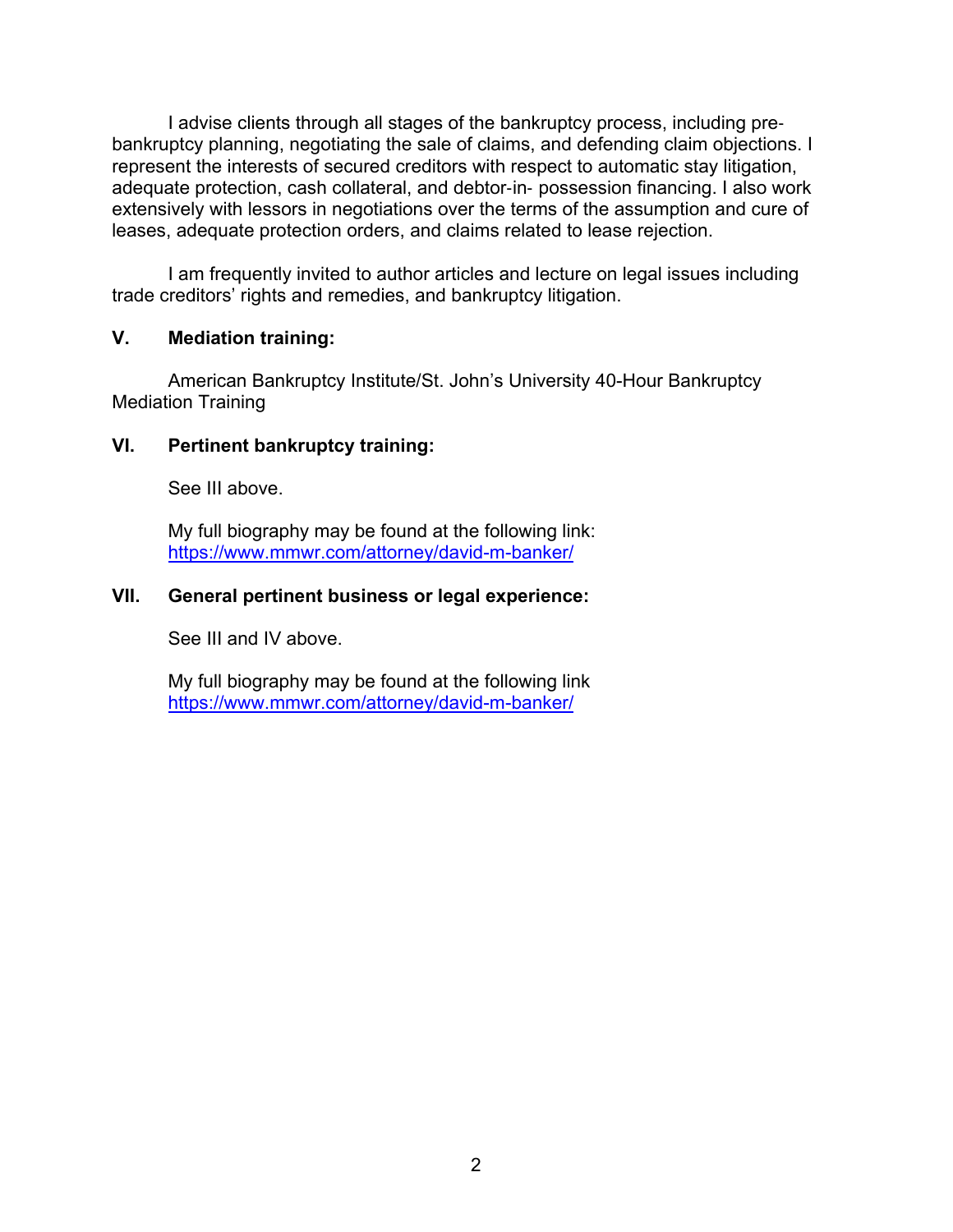I advise clients through all stages of the bankruptcy process, including pre-bankruptcy planning, negotiating the sale of claims, and defending claim objections. I represent the interests of secured creditors with respect to automatic stay litigation, adequate protection, cash collateral, and debtor-in- possession financing. I also work extensively with lessors in negotiations over the terms of the assumption and cure of leases, adequate protection orders, and claims related to lease rejection.

I am frequently invited to author articles and lecture on legal issues including trade creditors' rights and remedies, and bankruptcy litigation.

## V. Mediation training:

American Bankruptcy Institute/St. John's University 40-Hour Bankruptcy Mediation Training

## VI. Pertinent bankruptcy training:

See III above.

My full biography may be found at the following link: [https://www.mmwr.com/attorney/david-m-banker/](https://www.mmwr.com/attorney/david-m-banker/)

## VII. General pertinent business or legal experience:

See III and IV above.

My full biography may be found at the following link [https://www.mmwr.com/attorney/david-m-banker/](https://www.mmwr.com/attorney/david-m-banker/)